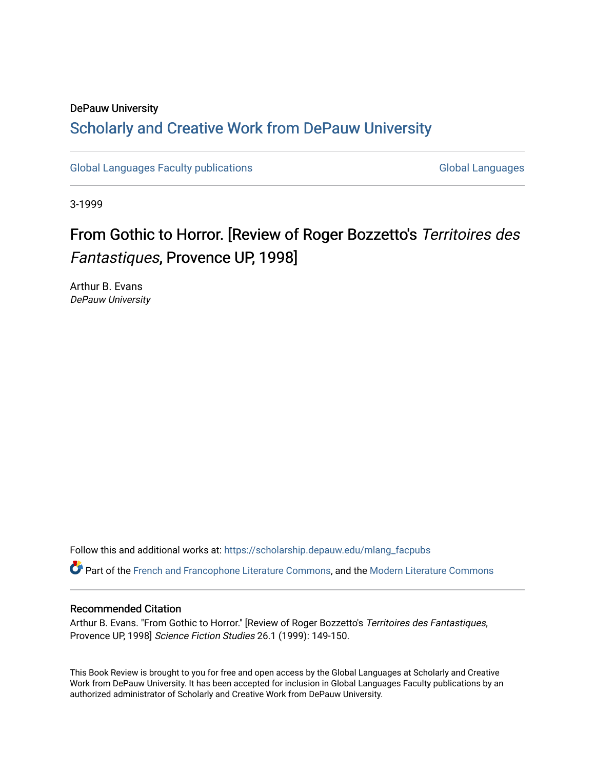DePauw University

# Scholarly and Creative Work from DePauw University

Global Languages Faculty publications

Global Languages

3-1999

# From Gothic to Horror. [Review of Roger Bozzetto's *Territoires des Fantastiques*, Provence UP, 1998]

Arthur B. Evans
*DePauw University*

Follow this and additional works at: https://scholarship.depauw.edu/mlang_facpubs

Part of the French and Francophone Literature Commons, and the Modern Literature Commons

## Recommended Citation

Arthur B. Evans. "From Gothic to Horror." [Review of Roger Bozzetto's *Territoires des Fantastiques*, Provence UP, 1998] *Science Fiction Studies* 26.1 (1999): 149-150.

This Book Review is brought to you for free and open access by the Global Languages at Scholarly and Creative Work from DePauw University. It has been accepted for inclusion in Global Languages Faculty publications by an authorized administrator of Scholarly and Creative Work from DePauw University.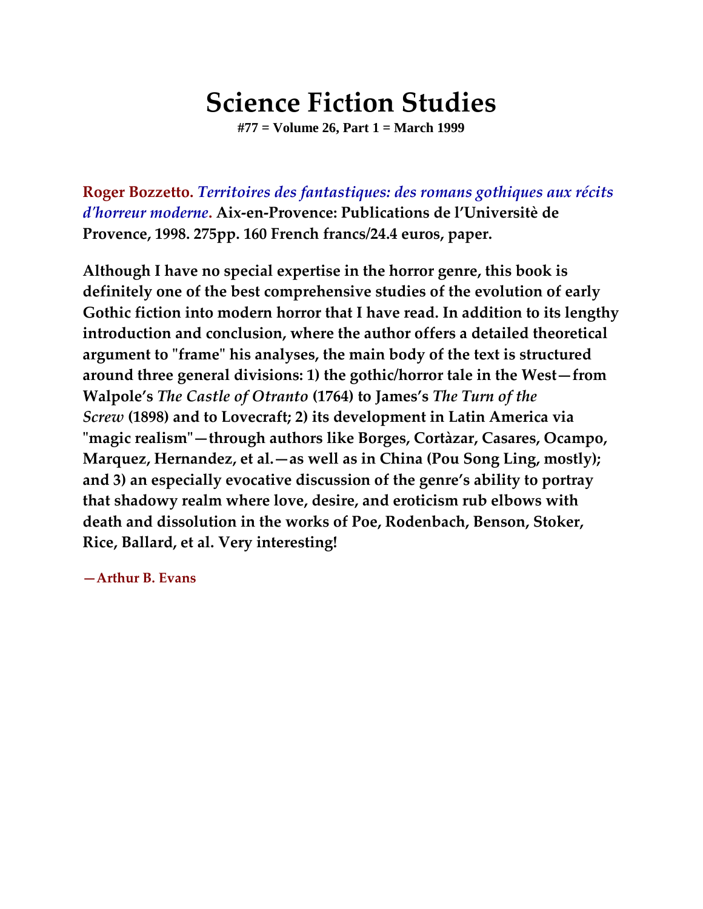# Science Fiction Studies

**#77 = Volume 26, Part 1 = March 1999**

**Roger Bozzetto. *Territoires des fantastiques: des romans gothiques aux récits d'horreur moderne*. Aix-en-Provence: Publications de l'Universitè de Provence, 1998. 275pp. 160 French francs/24.4 euros, paper.**

**Although I have no special expertise in the horror genre, this book is definitely one of the best comprehensive studies of the evolution of early Gothic fiction into modern horror that I have read. In addition to its lengthy introduction and conclusion, where the author offers a detailed theoretical argument to "frame" his analyses, the main body of the text is structured around three general divisions: 1) the gothic/horror tale in the West—from Walpole's *The Castle of Otranto* (1764) to James's *The Turn of the Screw* (1898) and to Lovecraft; 2) its development in Latin America via "magic realism"—through authors like Borges, Cortàzar, Casares, Ocampo, Marquez, Hernandez, et al.—as well as in China (Pou Song Ling, mostly); and 3) an especially evocative discussion of the genre's ability to portray that shadowy realm where love, desire, and eroticism rub elbows with death and dissolution in the works of Poe, Rodenbach, Benson, Stoker, Rice, Ballard, et al. Very interesting!**

**—Arthur B. Evans**